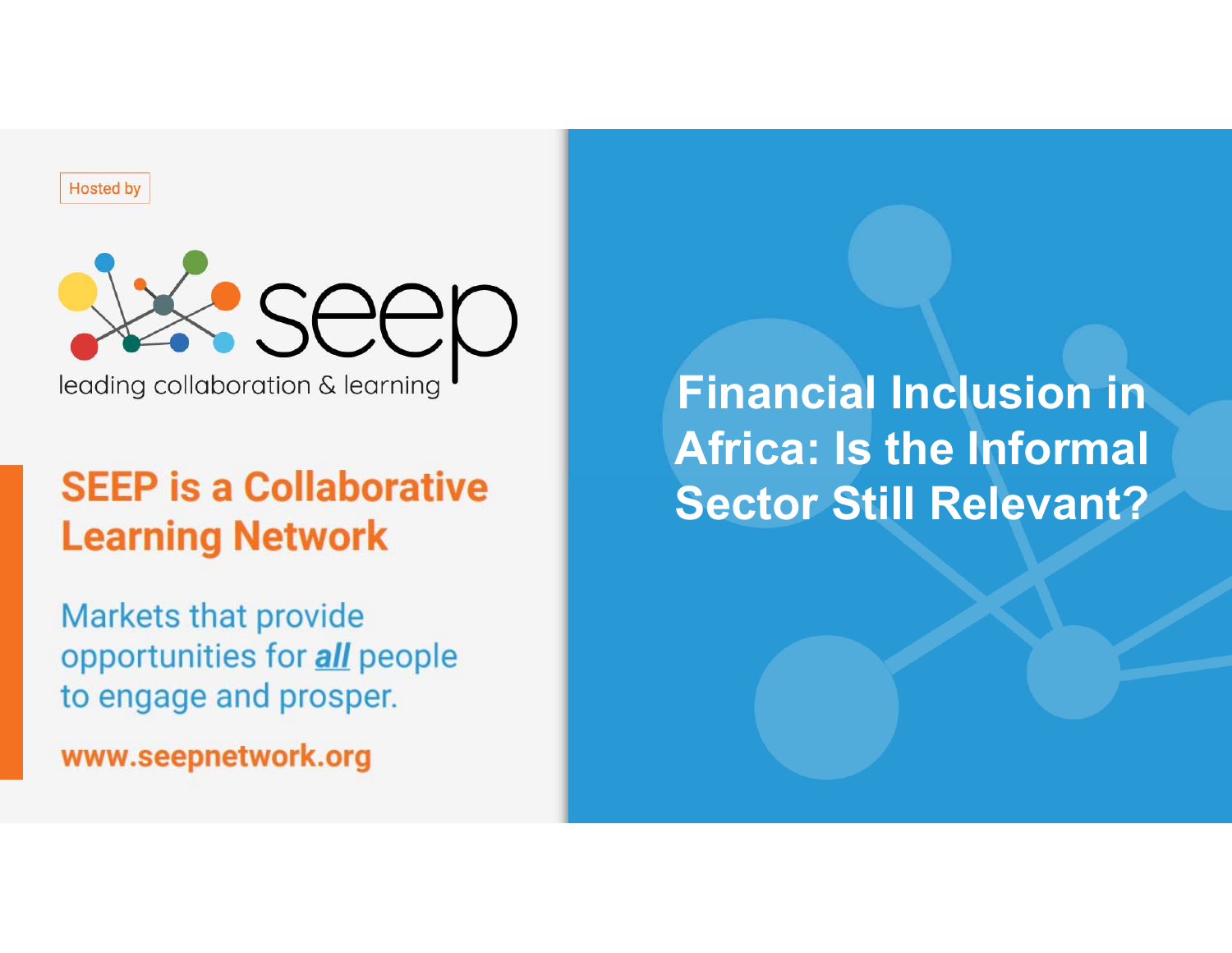Hosted by

seep

leading collaboration & learning

## SEEP is a Collaborative Learning Network

Markets that provide opportunities for ***all*** people to engage and prosper.

**www.seepnetwork.org**

# Financial Inclusion in Africa: Is the Informal Sector Still Relevant?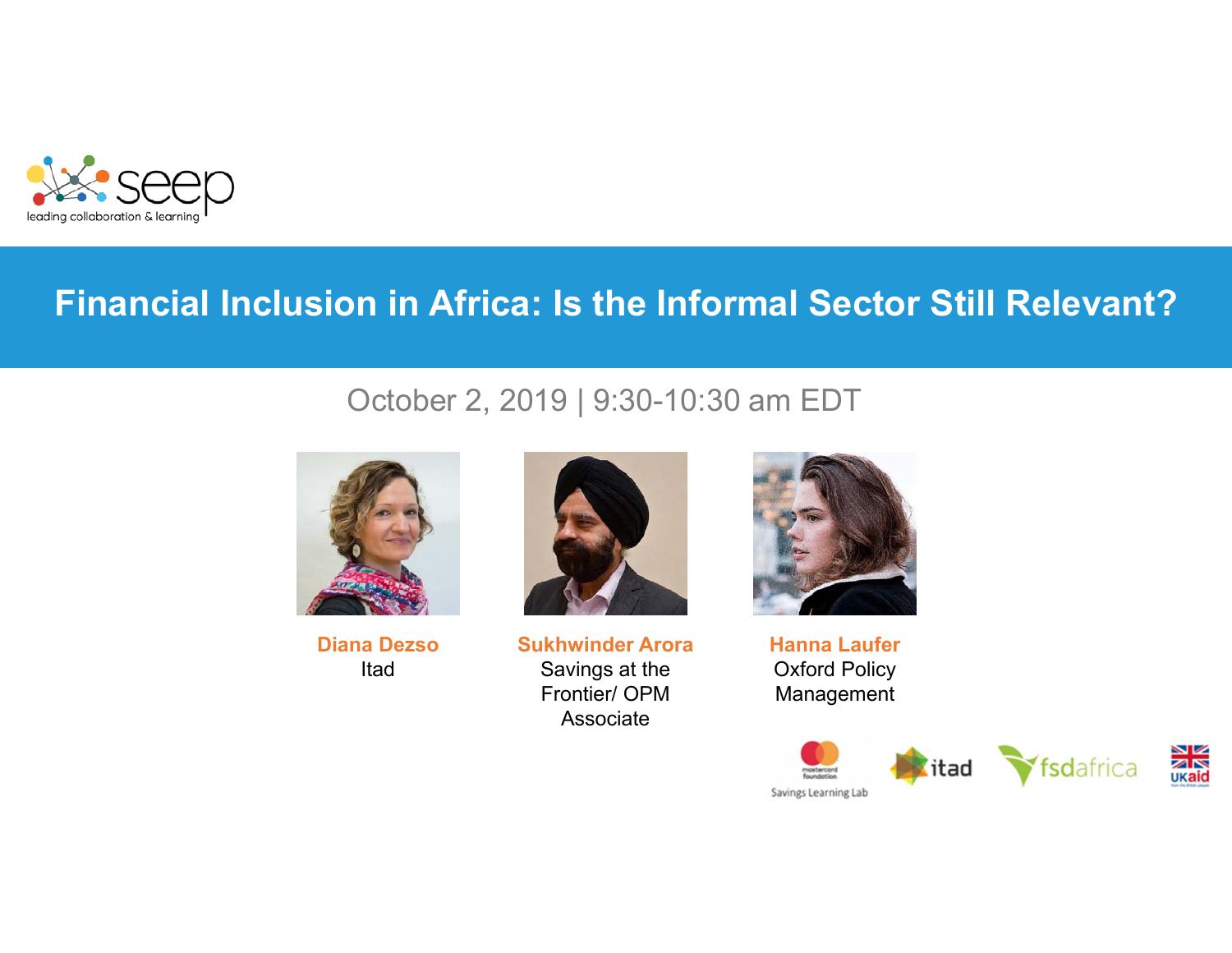seep
leading collaboration & learning

# Financial Inclusion in Africa: Is the Informal Sector Still Relevant?

October 2, 2019 | 9:30-10:30 am EDT

**Diana Dezso**
Itad

**Sukhwinder Arora**
Savings at the Frontier/ OPM Associate

**Hanna Laufer**
Oxford Policy Management

mastercard foundation Savings Learning Lab | itad | fsdafrica | UKaid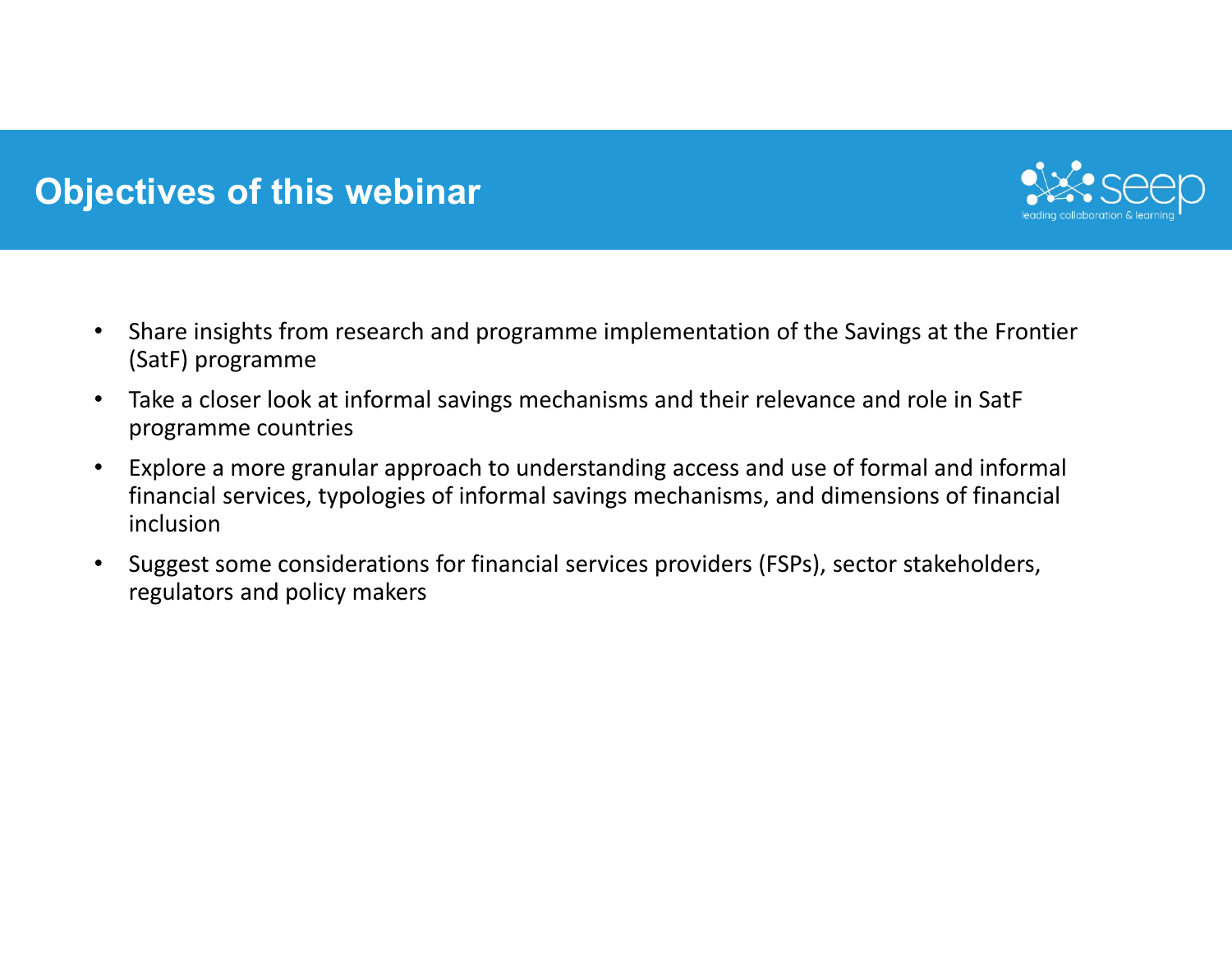# Objectives of this webinar

- Share insights from research and programme implementation of the Savings at the Frontier (SatF) programme
- Take a closer look at informal savings mechanisms and their relevance and role in SatF programme countries
- Explore a more granular approach to understanding access and use of formal and informal financial services, typologies of informal savings mechanisms, and dimensions of financial inclusion
- Suggest some considerations for financial services providers (FSPs), sector stakeholders, regulators and policy makers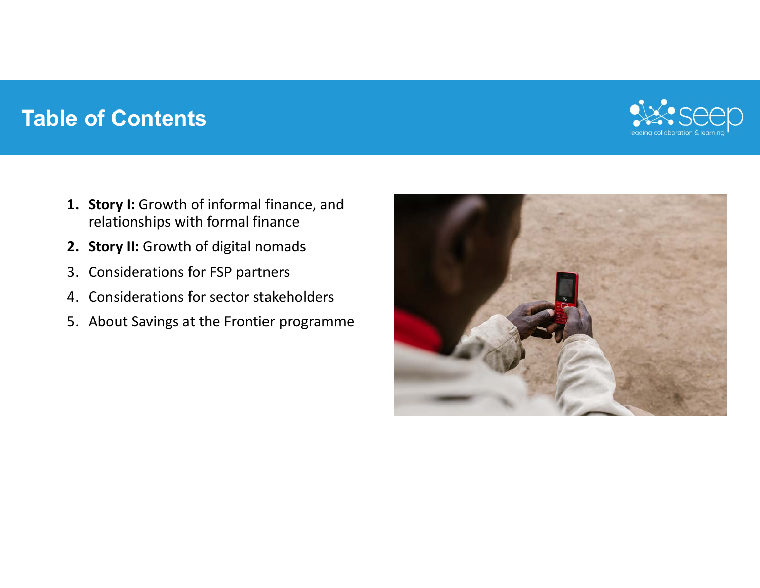# Table of Contents

1. **Story I:** Growth of informal finance, and relationships with formal finance
2. **Story II:** Growth of digital nomads
3. Considerations for FSP partners
4. Considerations for sector stakeholders
5. About Savings at the Frontier programme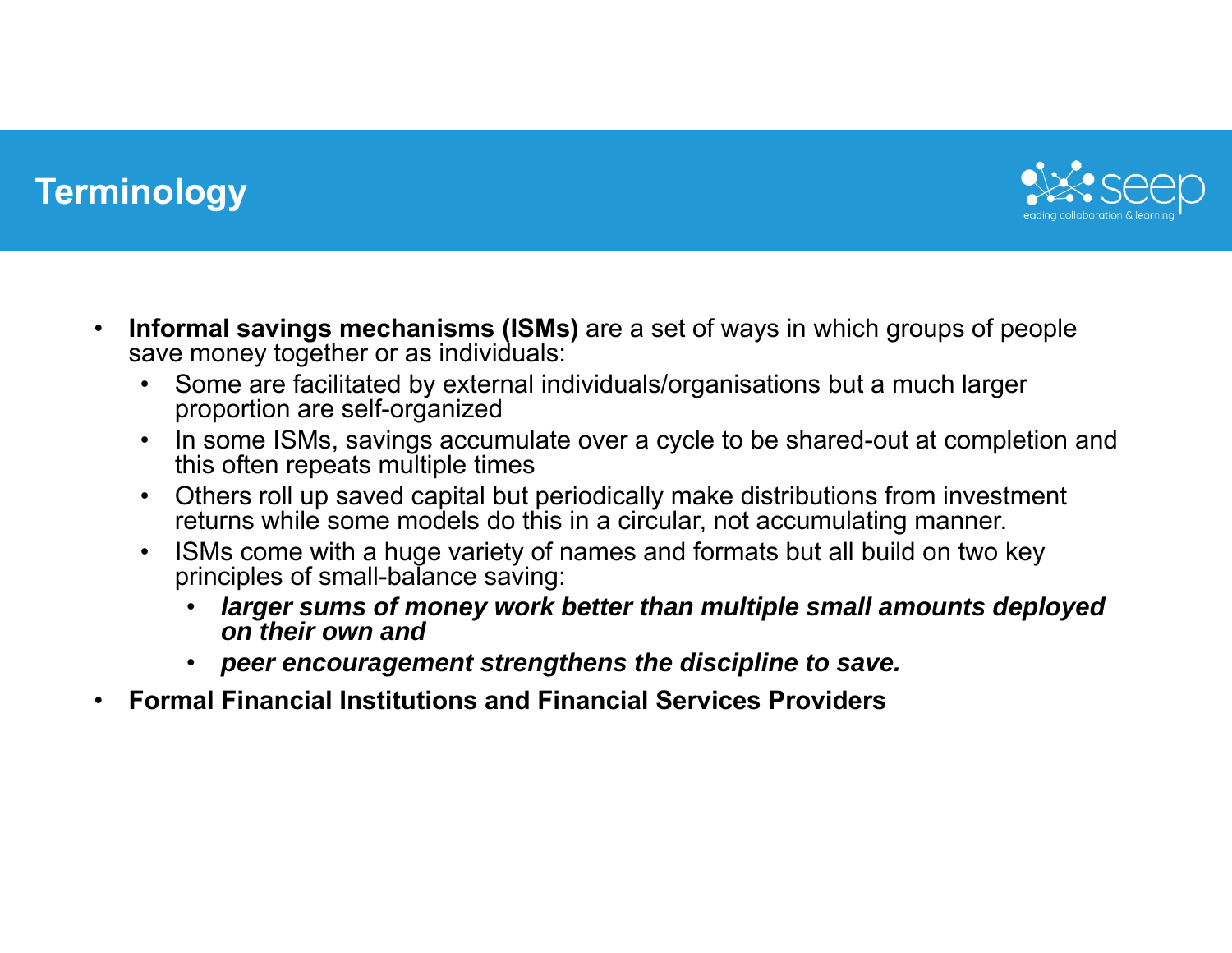# Terminology

- **Informal savings mechanisms (ISMs)** are a set of ways in which groups of people save money together or as individuals:
  - Some are facilitated by external individuals/organisations but a much larger proportion are self-organized
  - In some ISMs, savings accumulate over a cycle to be shared-out at completion and this often repeats multiple times
  - Others roll up saved capital but periodically make distributions from investment returns while some models do this in a circular, not accumulating manner.
  - ISMs come with a huge variety of names and formats but all build on two key principles of small-balance saving:
    - ***larger sums of money work better than multiple small amounts deployed on their own and***
    - ***peer encouragement strengthens the discipline to save.***
- **Formal Financial Institutions and Financial Services Providers**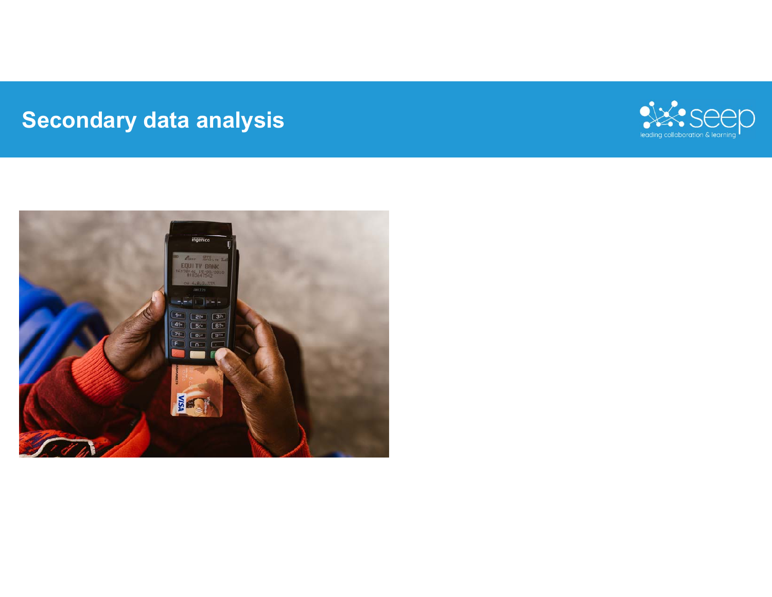# Secondary data analysis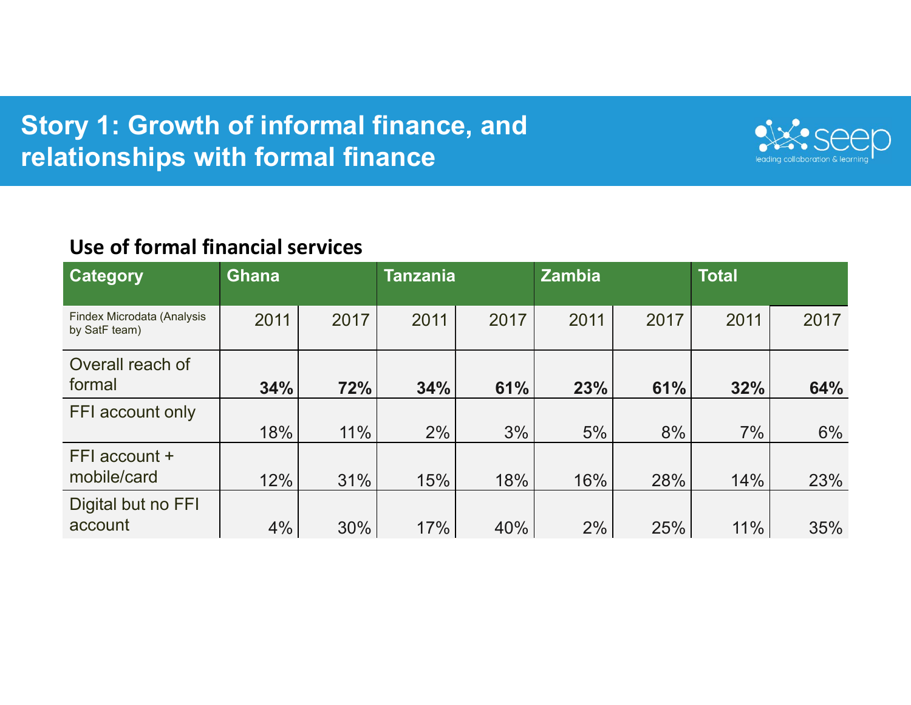# Story 1: Growth of informal finance, and relationships with formal finance

**Use of formal financial services**

| Category | Ghana | | Tanzania | | Zambia | | Total | |
|---|---|---|---|---|---|---|---|---|
| Findex Microdata (Analysis by SatF team) | 2011 | 2017 | 2011 | 2017 | 2011 | 2017 | 2011 | 2017 |
| Overall reach of formal | **34%** | **72%** | **34%** | **61%** | **23%** | **61%** | **32%** | **64%** |
| FFI account only | 18% | 11% | 2% | 3% | 5% | 8% | 7% | 6% |
| FFI account + mobile/card | 12% | 31% | 15% | 18% | 16% | 28% | 14% | 23% |
| Digital but no FFI account | 4% | 30% | 17% | 40% | 2% | 25% | 11% | 35% |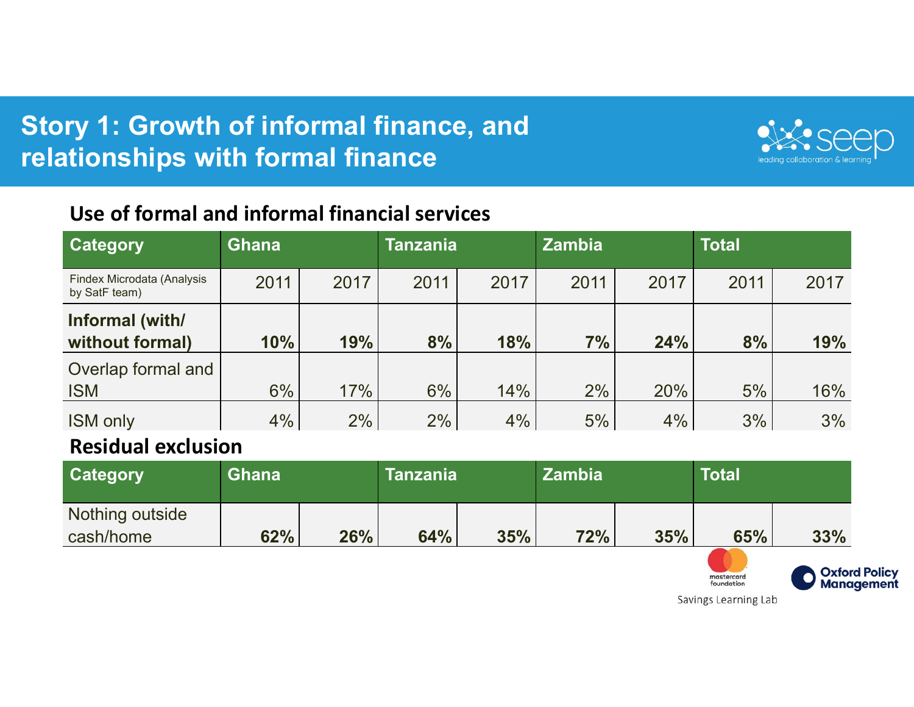# Story 1: Growth of informal finance, and relationships with formal finance

## Use of formal and informal financial services

| Category | Ghana | | Tanzania | | Zambia | | Total | |
|---|---|---|---|---|---|---|---|---|
| Findex Microdata (Analysis by SatF team) | 2011 | 2017 | 2011 | 2017 | 2011 | 2017 | 2011 | 2017 |
| **Informal (with/ without formal)** | **10%** | **19%** | **8%** | **18%** | **7%** | **24%** | **8%** | **19%** |
| Overlap formal and ISM | 6% | 17% | 6% | 14% | 2% | 20% | 5% | 16% |
| ISM only | 4% | 2% | 2% | 4% | 5% | 4% | 3% | 3% |

## Residual exclusion

| Category | Ghana | | Tanzania | | Zambia | | Total | |
|---|---|---|---|---|---|---|---|---|
| Nothing outside cash/home | **62%** | **26%** | **64%** | **35%** | **72%** | **35%** | **65%** | **33%** |

Savings Learning Lab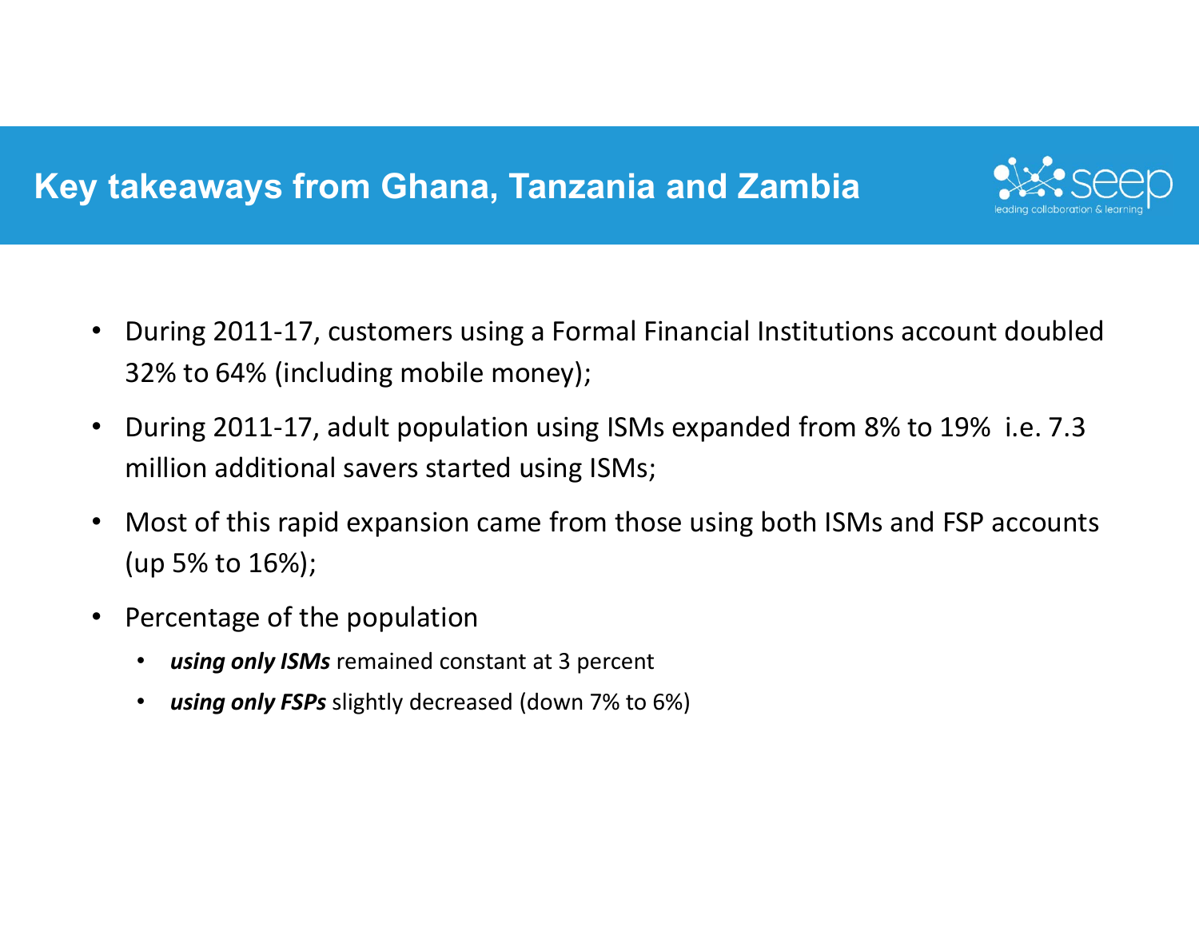# Key takeaways from Ghana, Tanzania and Zambia

- During 2011-17, customers using a Formal Financial Institutions account doubled 32% to 64% (including mobile money);
- During 2011-17, adult population using ISMs expanded from 8% to 19% i.e. 7.3 million additional savers started using ISMs;
- Most of this rapid expansion came from those using both ISMs and FSP accounts (up 5% to 16%);
- Percentage of the population
  - ***using only ISMs*** remained constant at 3 percent
  - ***using only FSPs*** slightly decreased (down 7% to 6%)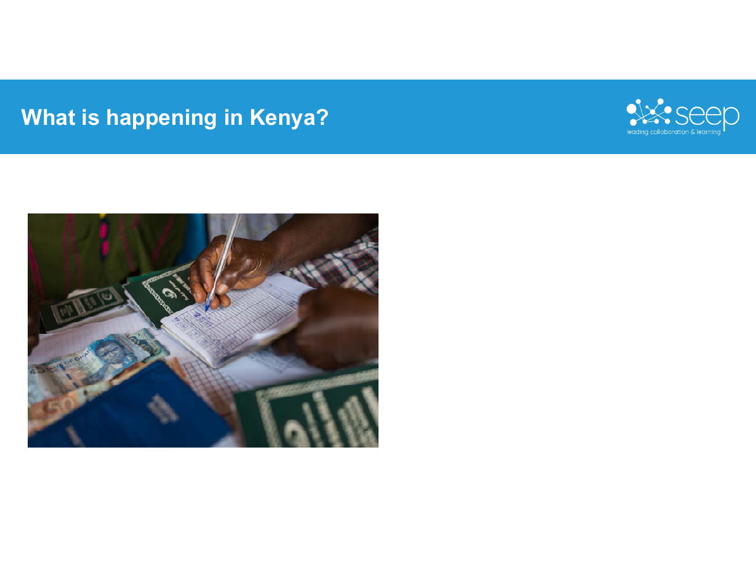# What is happening in Kenya?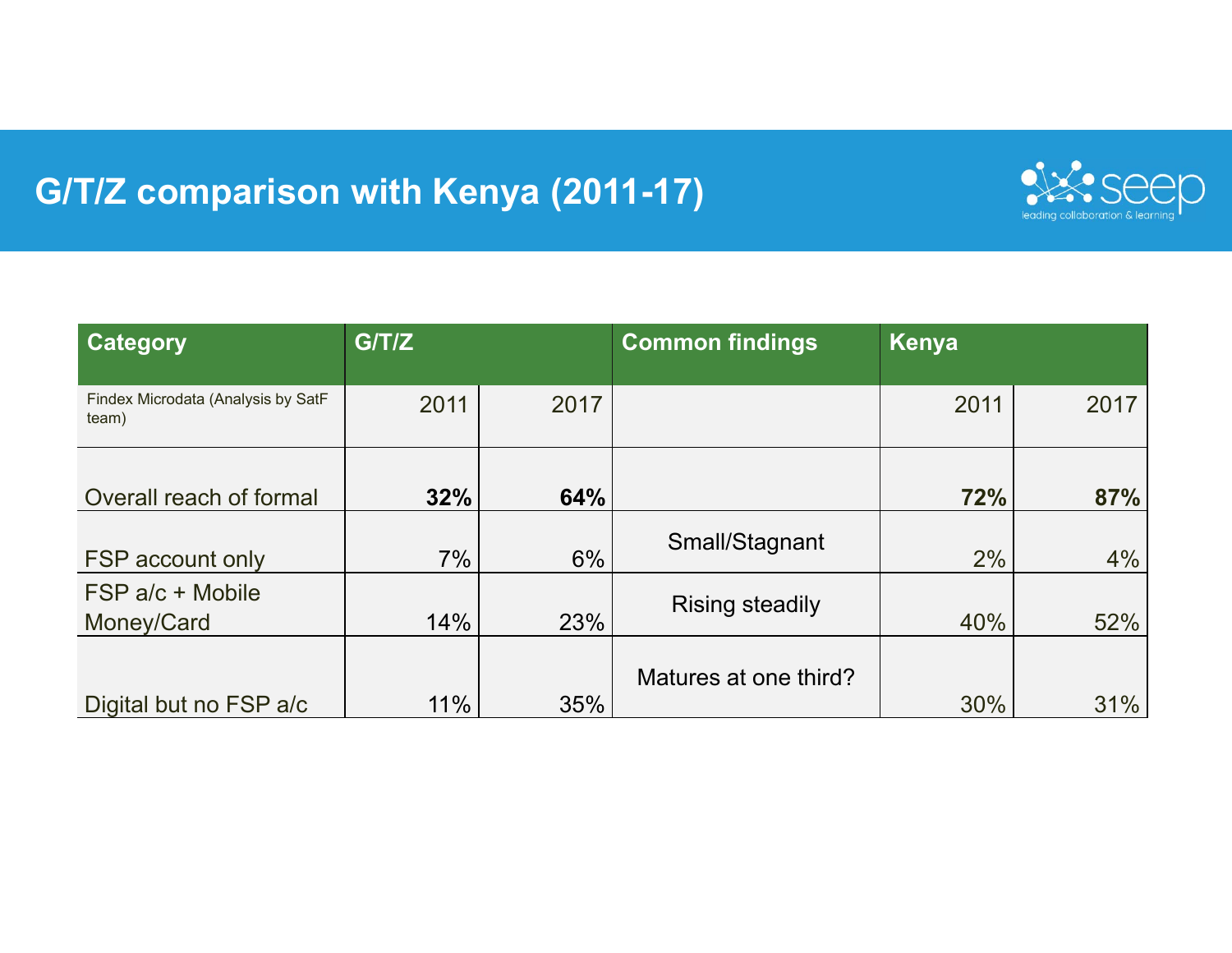# G/T/Z comparison with Kenya (2011-17)

| Category | G/T/Z | | Common findings | Kenya | |
|---|---|---|---|---|---|
| Findex Microdata (Analysis by SatF team) | 2011 | 2017 | | 2011 | 2017 |
| Overall reach of formal | **32%** | **64%** | | **72%** | **87%** |
| FSP account only | 7% | 6% | Small/Stagnant | 2% | 4% |
| FSP a/c + Mobile Money/Card | 14% | 23% | Rising steadily | 40% | 52% |
| Digital but no FSP a/c | 11% | 35% | Matures at one third? | 30% | 31% |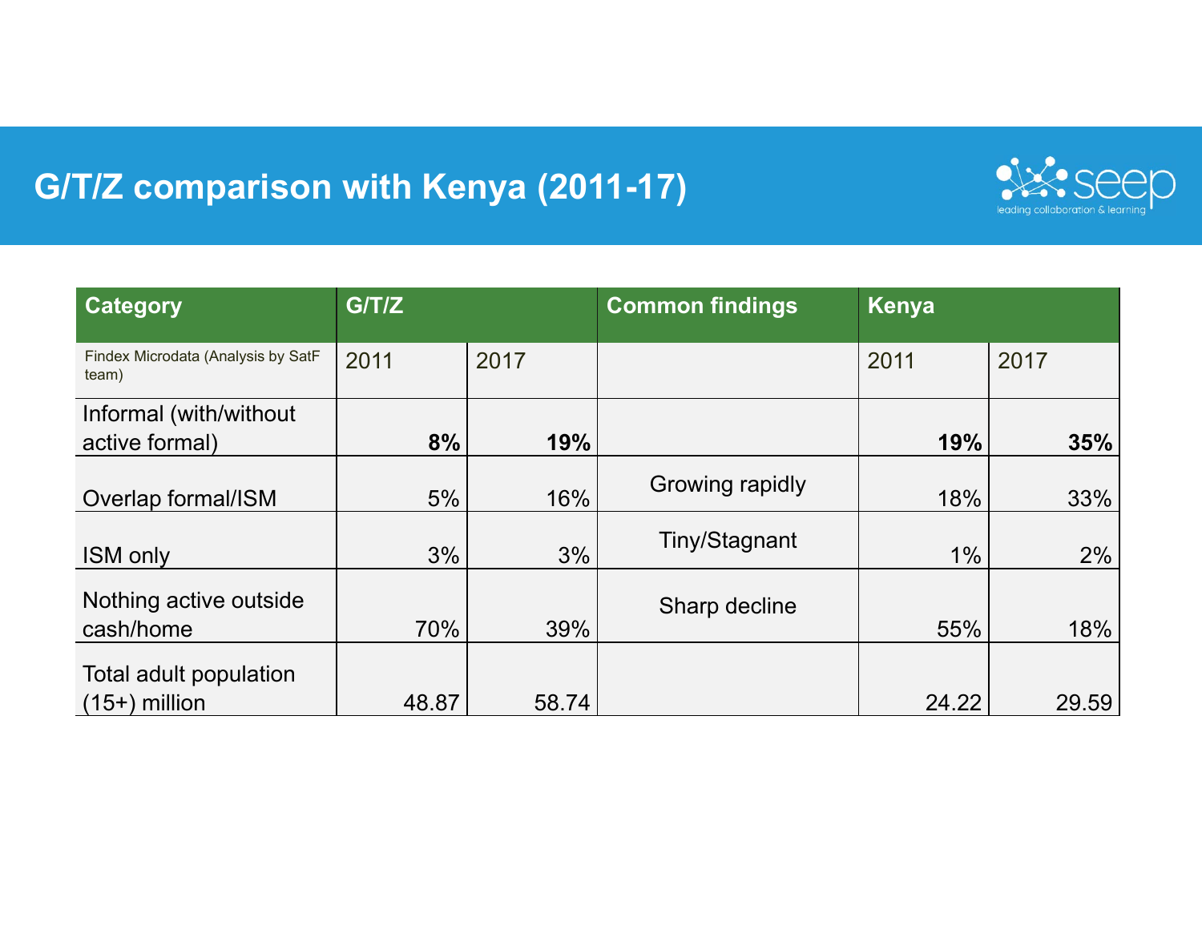# G/T/Z comparison with Kenya (2011-17)

| Category | G/T/Z | | Common findings | Kenya | |
|---|---|---|---|---|---|
| Findex Microdata (Analysis by SatF team) | 2011 | 2017 | | 2011 | 2017 |
| Informal (with/without active formal) | **8%** | **19%** | | **19%** | **35%** |
| Overlap formal/ISM | 5% | 16% | Growing rapidly | 18% | 33% |
| ISM only | 3% | 3% | Tiny/Stagnant | 1% | 2% |
| Nothing active outside cash/home | 70% | 39% | Sharp decline | 55% | 18% |
| Total adult population (15+) million | 48.87 | 58.74 | | 24.22 | 29.59 |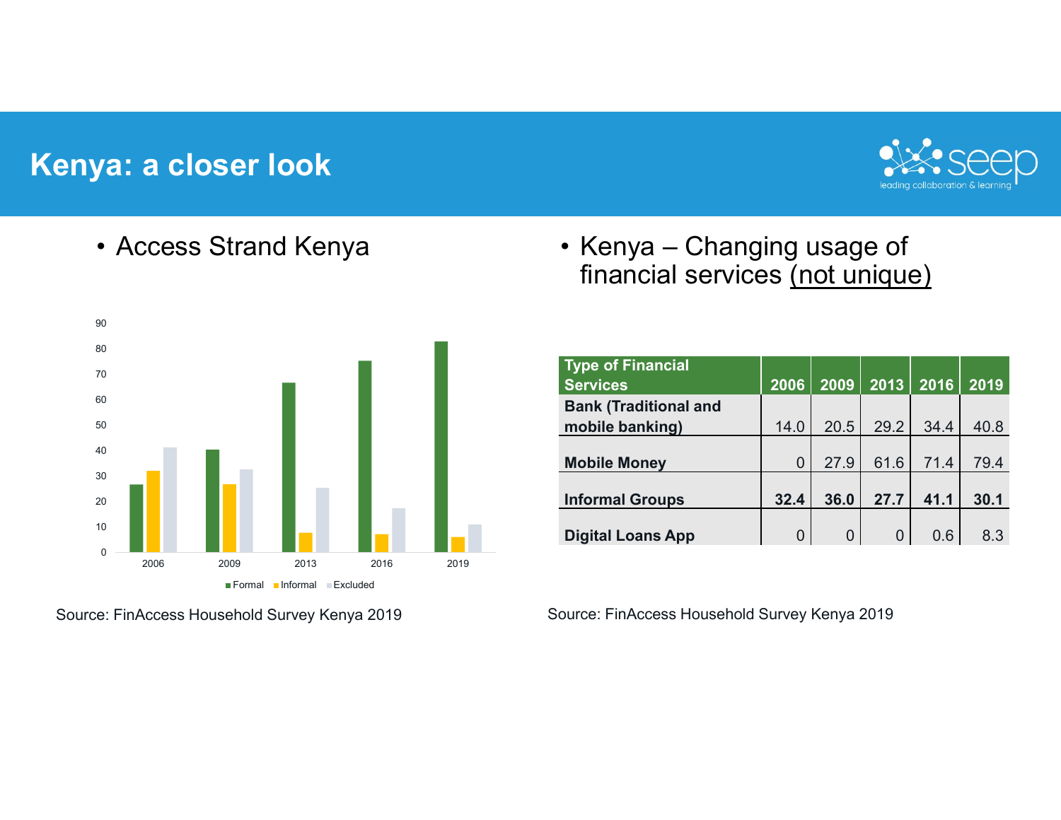# Kenya: a closer look

- Access Strand Kenya

Formal, Informal, Excluded

| | 2006 | 2009 | 2013 | 2016 | 2019 |
|---|---|---|---|---|---|

Source: FinAccess Household Survey Kenya 2019

- Kenya – Changing usage of financial services (not unique)

| Type of Financial Services | 2006 | 2009 | 2013 | 2016 | 2019 |
|---|---|---|---|---|---|
| **Bank (Traditional and mobile banking)** | 14.0 | 20.5 | 29.2 | 34.4 | 40.8 |
| **Mobile Money** | 0 | 27.9 | 61.6 | 71.4 | 79.4 |
| **Informal Groups** | **32.4** | **36.0** | **27.7** | **41.1** | **30.1** |
| **Digital Loans App** | 0 | 0 | 0 | 0.6 | 8.3 |

Source: FinAccess Household Survey Kenya 2019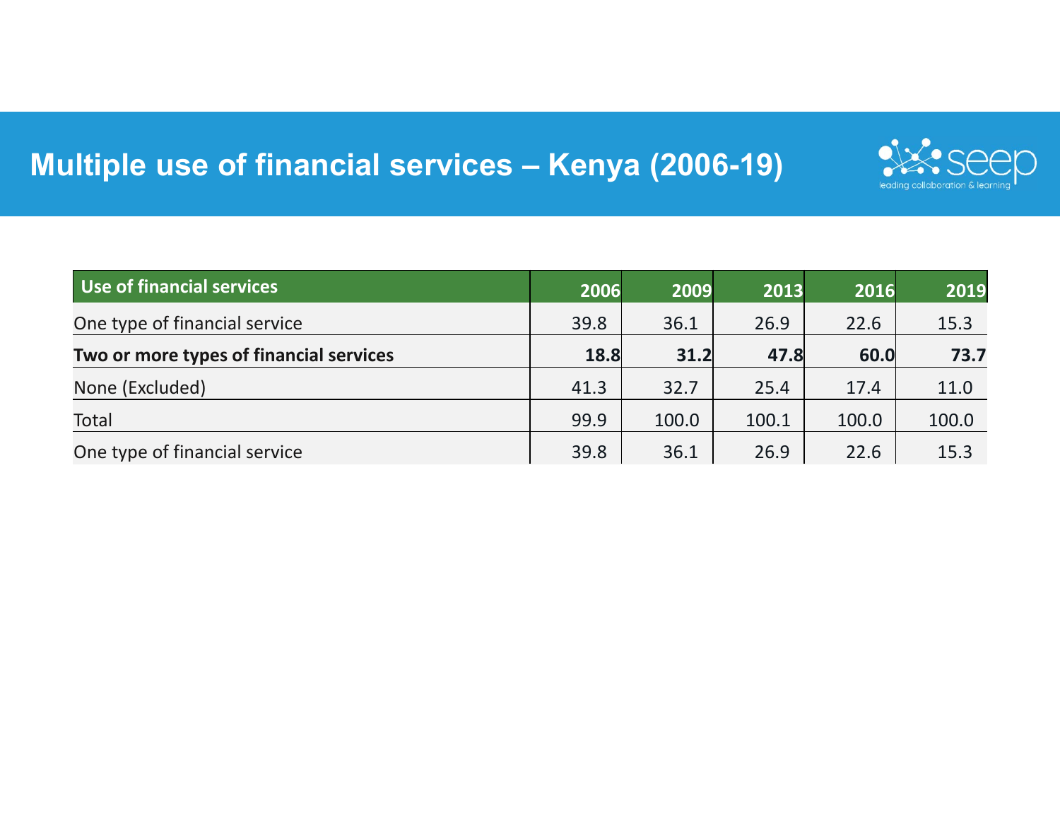# Multiple use of financial services – Kenya (2006-19)

| Use of financial services | 2006 | 2009 | 2013 | 2016 | 2019 |
|---|---|---|---|---|---|
| One type of financial service | 39.8 | 36.1 | 26.9 | 22.6 | 15.3 |
| **Two or more types of financial services** | **18.8** | **31.2** | **47.8** | **60.0** | **73.7** |
| None (Excluded) | 41.3 | 32.7 | 25.4 | 17.4 | 11.0 |
| Total | 99.9 | 100.0 | 100.1 | 100.0 | 100.0 |
| One type of financial service | 39.8 | 36.1 | 26.9 | 22.6 | 15.3 |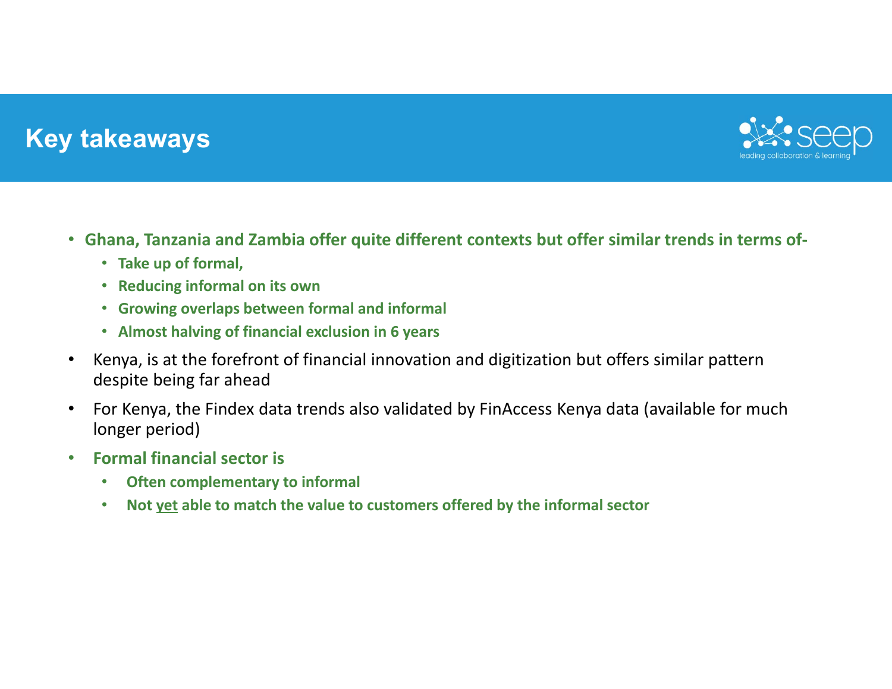# Key takeaways

- **Ghana, Tanzania and Zambia offer quite different contexts but offer similar trends in terms of-**
  - **Take up of formal,**
  - **Reducing informal on its own**
  - **Growing overlaps between formal and informal**
  - **Almost halving of financial exclusion in 6 years**
- Kenya, is at the forefront of financial innovation and digitization but offers similar pattern despite being far ahead
- For Kenya, the Findex data trends also validated by FinAccess Kenya data (available for much longer period)
- **Formal financial sector is**
  - **Often complementary to informal**
  - **Not yet able to match the value to customers offered by the informal sector**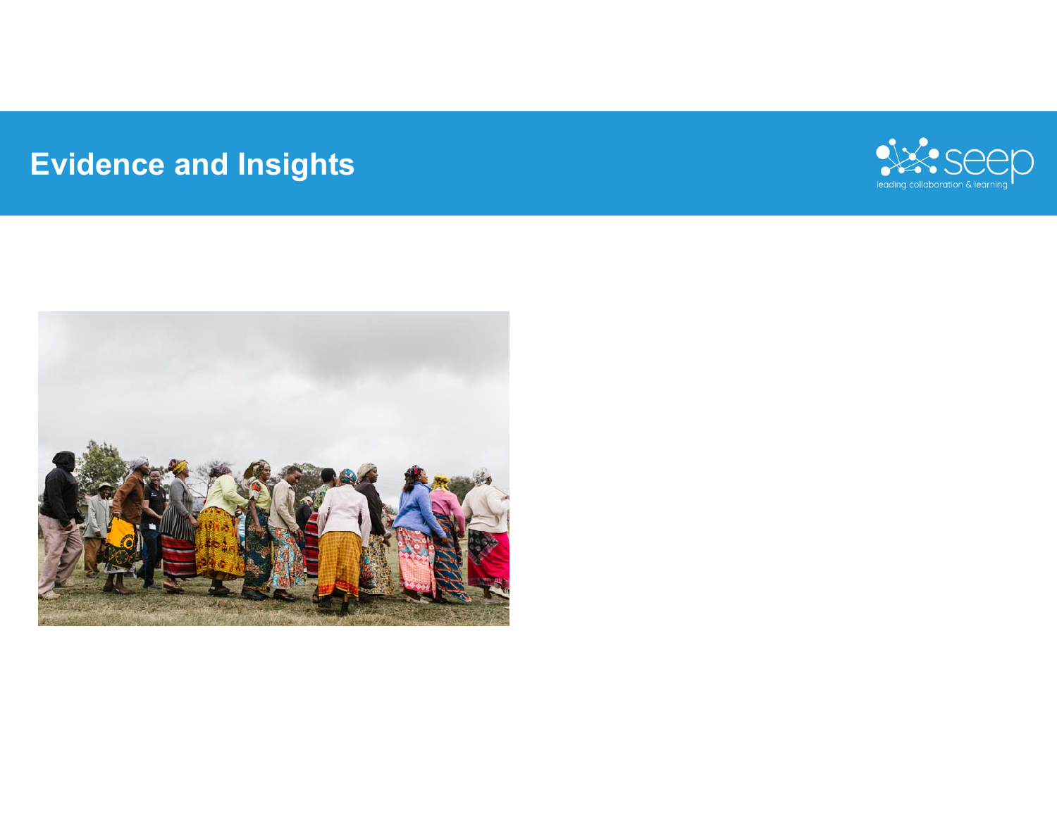# Evidence and Insights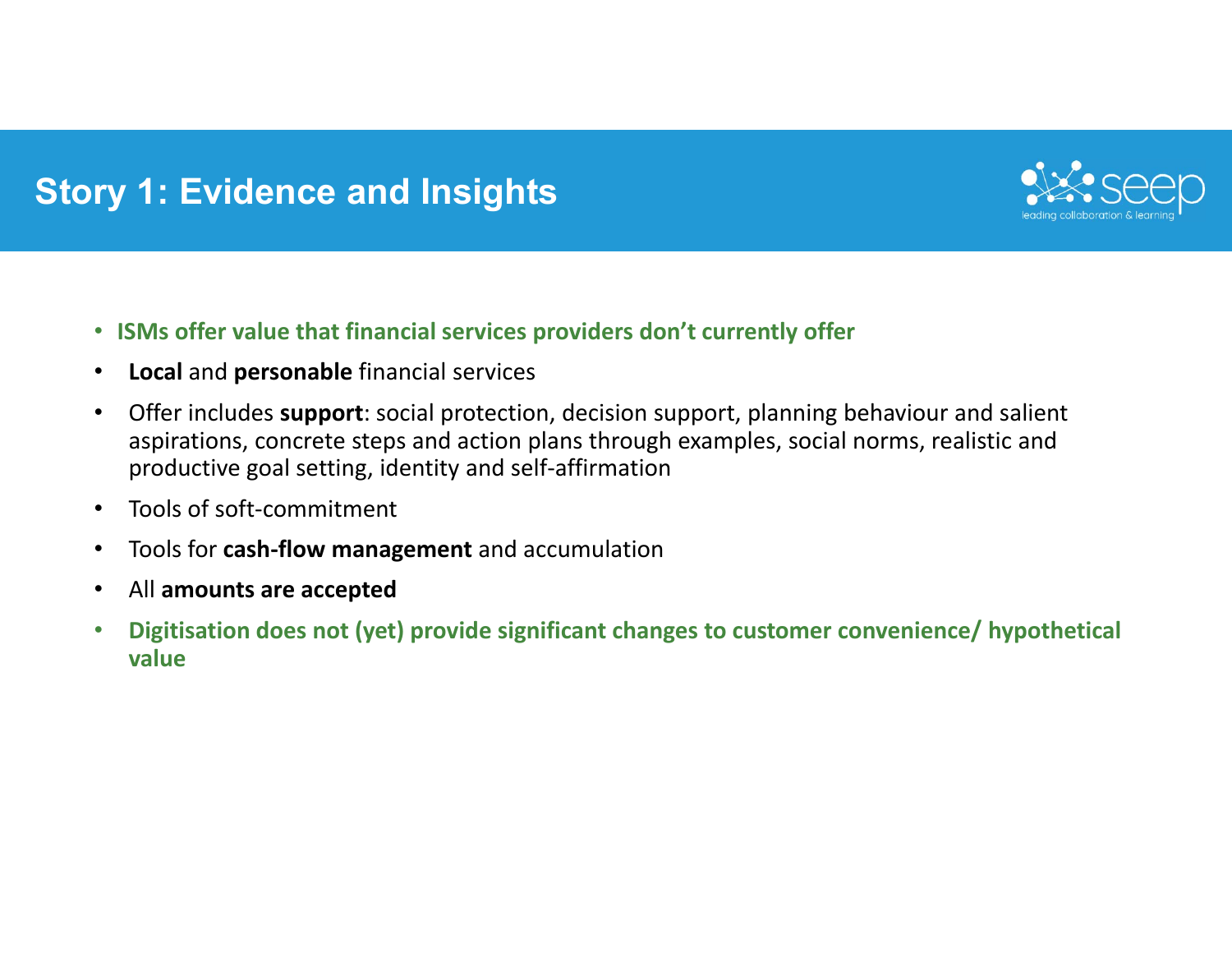# Story 1: Evidence and Insights

- **ISMs offer value that financial services providers don't currently offer**
- **Local** and **personable** financial services
- Offer includes **support**: social protection, decision support, planning behaviour and salient aspirations, concrete steps and action plans through examples, social norms, realistic and productive goal setting, identity and self-affirmation
- Tools of soft-commitment
- Tools for **cash-flow management** and accumulation
- All **amounts are accepted**
- **Digitisation does not (yet) provide significant changes to customer convenience/ hypothetical value**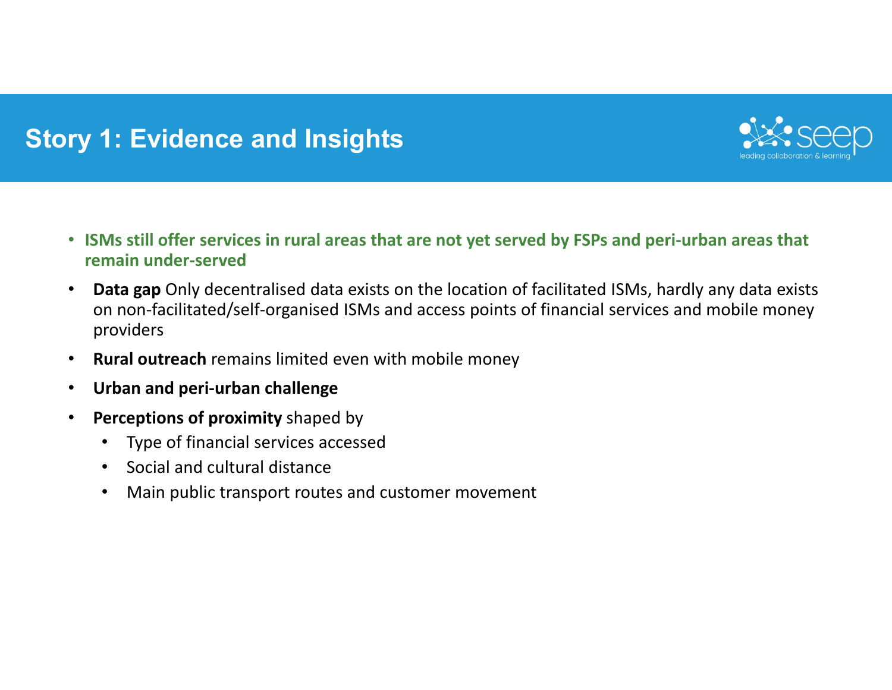# Story 1: Evidence and Insights

- **ISMs still offer services in rural areas that are not yet served by FSPs and peri-urban areas that remain under-served**
- **Data gap** Only decentralised data exists on the location of facilitated ISMs, hardly any data exists on non-facilitated/self-organised ISMs and access points of financial services and mobile money providers
- **Rural outreach** remains limited even with mobile money
- **Urban and peri-urban challenge**
- **Perceptions of proximity** shaped by
  - Type of financial services accessed
  - Social and cultural distance
  - Main public transport routes and customer movement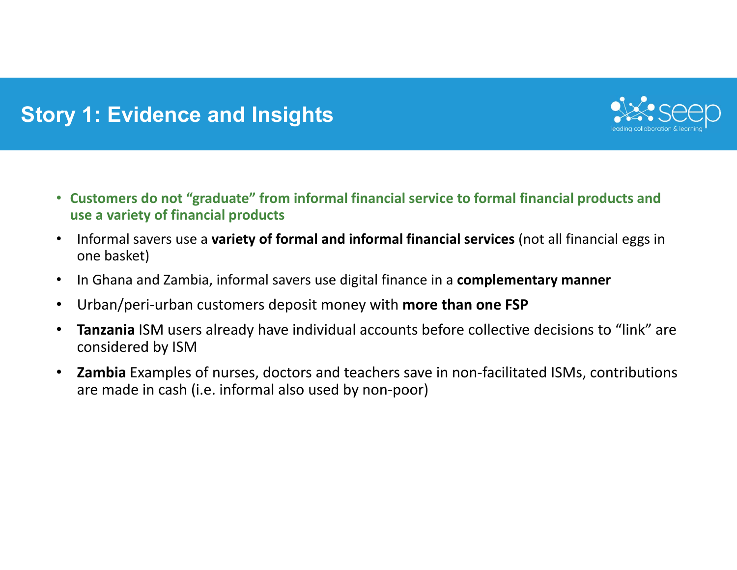# Story 1: Evidence and Insights

- **Customers do not "graduate" from informal financial service to formal financial products and use a variety of financial products**
- Informal savers use a **variety of formal and informal financial services** (not all financial eggs in one basket)
- In Ghana and Zambia, informal savers use digital finance in a **complementary manner**
- Urban/peri-urban customers deposit money with **more than one FSP**
- **Tanzania** ISM users already have individual accounts before collective decisions to "link" are considered by ISM
- **Zambia** Examples of nurses, doctors and teachers save in non-facilitated ISMs, contributions are made in cash (i.e. informal also used by non-poor)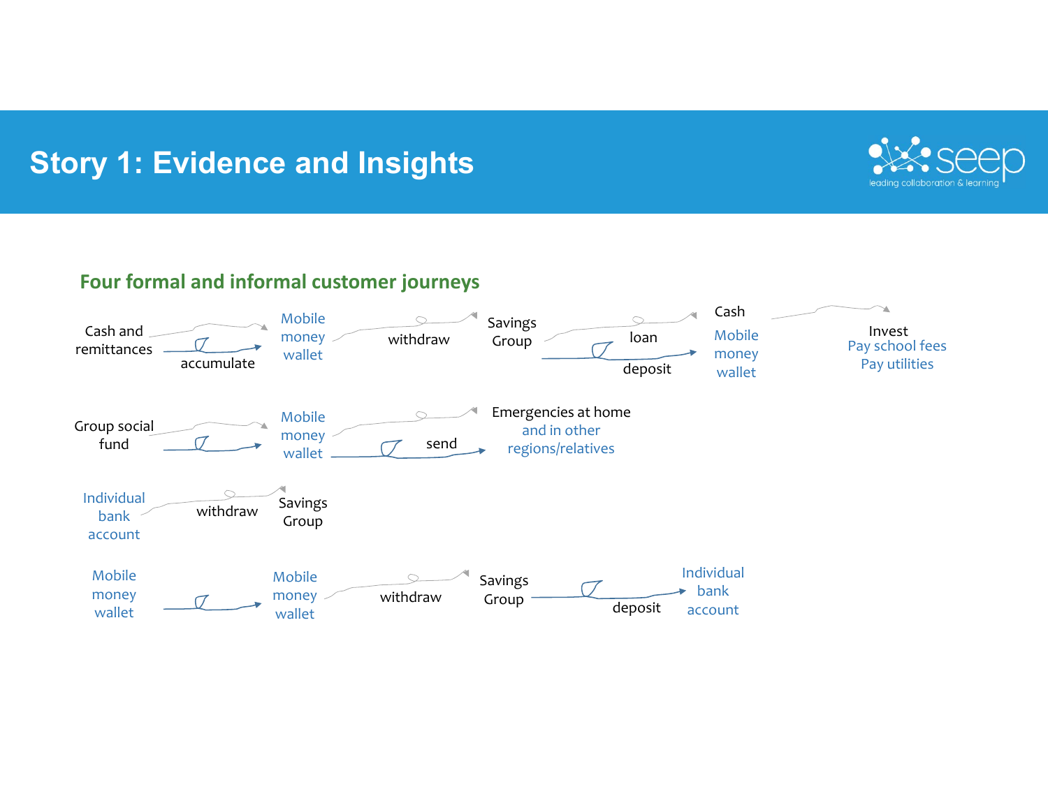# Story 1: Evidence and Insights

## Four formal and informal customer journeys

Cash and remittances → accumulate → Mobile money wallet → withdraw → Savings Group → loan / deposit → Cash / Mobile money wallet → Invest, Pay school fees, Pay utilities

Group social fund → Mobile money wallet → send → Emergencies at home and in other regions/relatives

Individual bank account → withdraw → Savings Group

Mobile money wallet → Mobile money wallet → withdraw → Savings Group → deposit → Individual bank account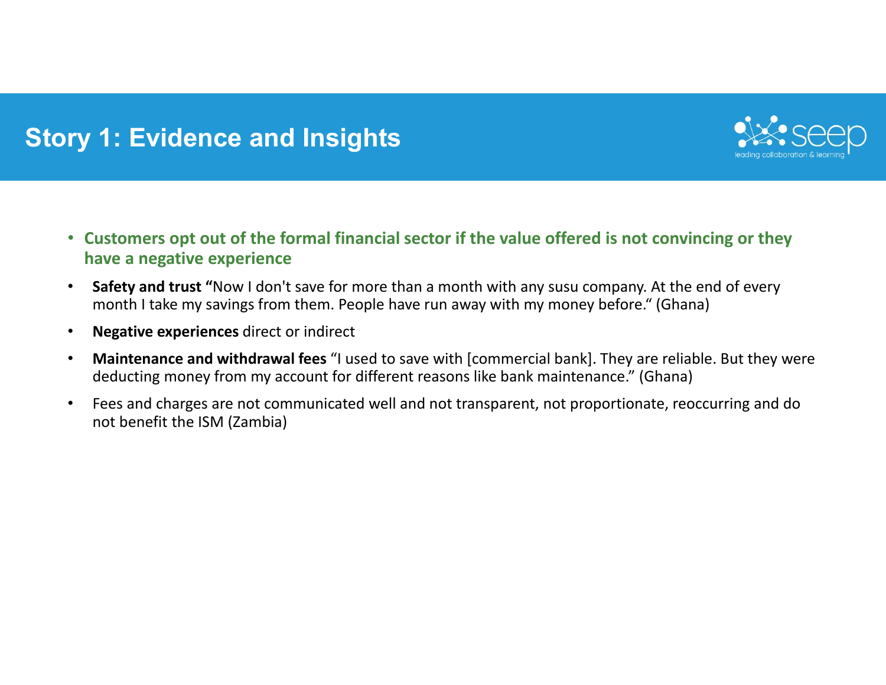# Story 1: Evidence and Insights

- **Customers opt out of the formal financial sector if the value offered is not convincing or they have a negative experience**

- **Safety and trust "**Now I don't save for more than a month with any susu company. At the end of every month I take my savings from them. People have run away with my money before." (Ghana)
- **Negative experiences** direct or indirect
- **Maintenance and withdrawal fees** "I used to save with [commercial bank]. They are reliable. But they were deducting money from my account for different reasons like bank maintenance." (Ghana)
- Fees and charges are not communicated well and not transparent, not proportionate, reoccurring and do not benefit the ISM (Zambia)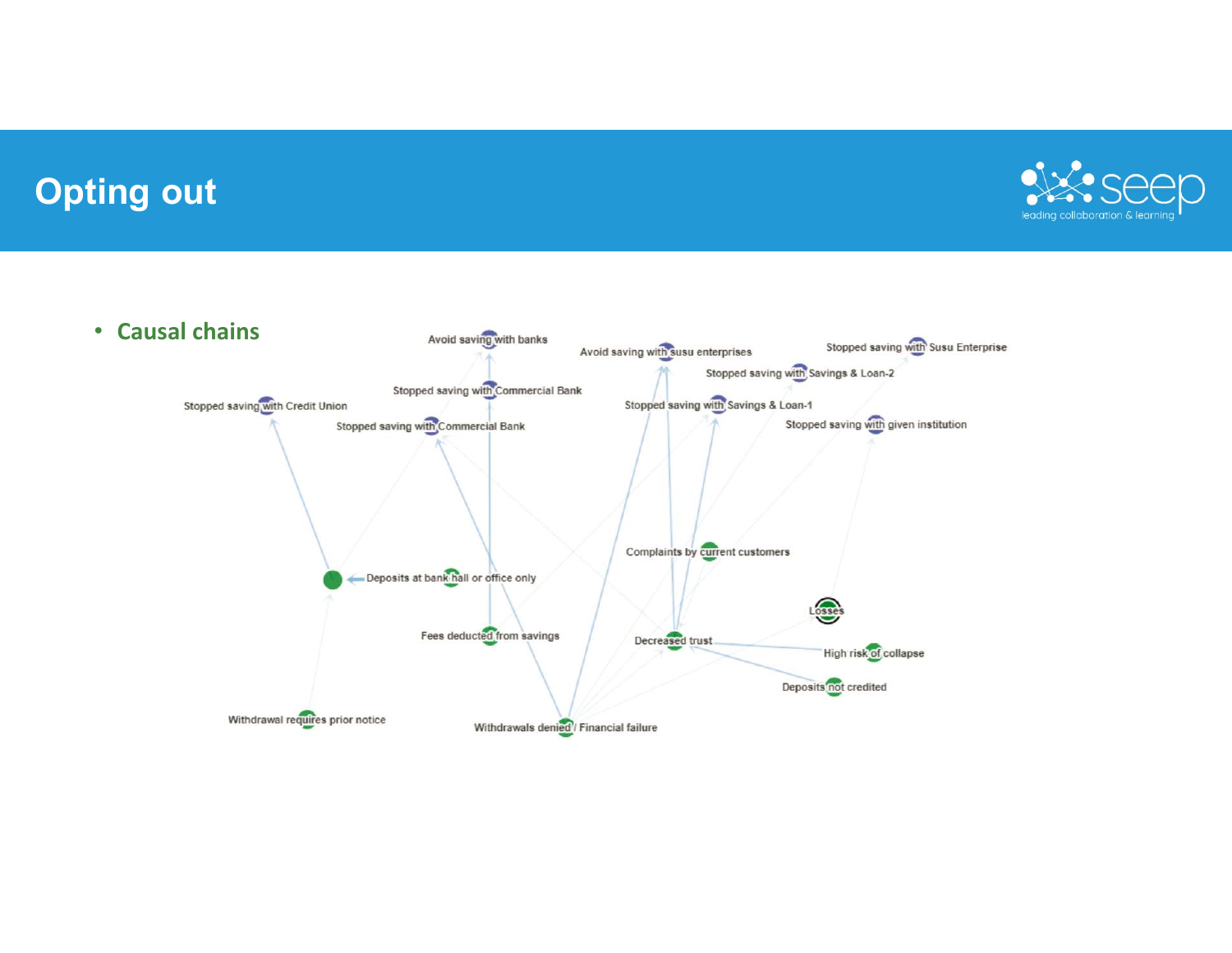# Opting out

- **Causal chains**

Avoid saving with banks

Avoid saving with susu enterprises

Stopped saving with Susu Enterprise

Stopped saving with Savings & Loan-2

Stopped saving with Commercial Bank

Stopped saving with Credit Union

Stopped saving with Savings & Loan-1

Stopped saving with Commercial Bank

Stopped saving with given institution

Complaints by current customers

Deposits at bank hall or office only

Losses

Fees deducted from savings

Decreased trust

High risk of collapse

Deposits not credited

Withdrawal requires prior notice

Withdrawals denied / Financial failure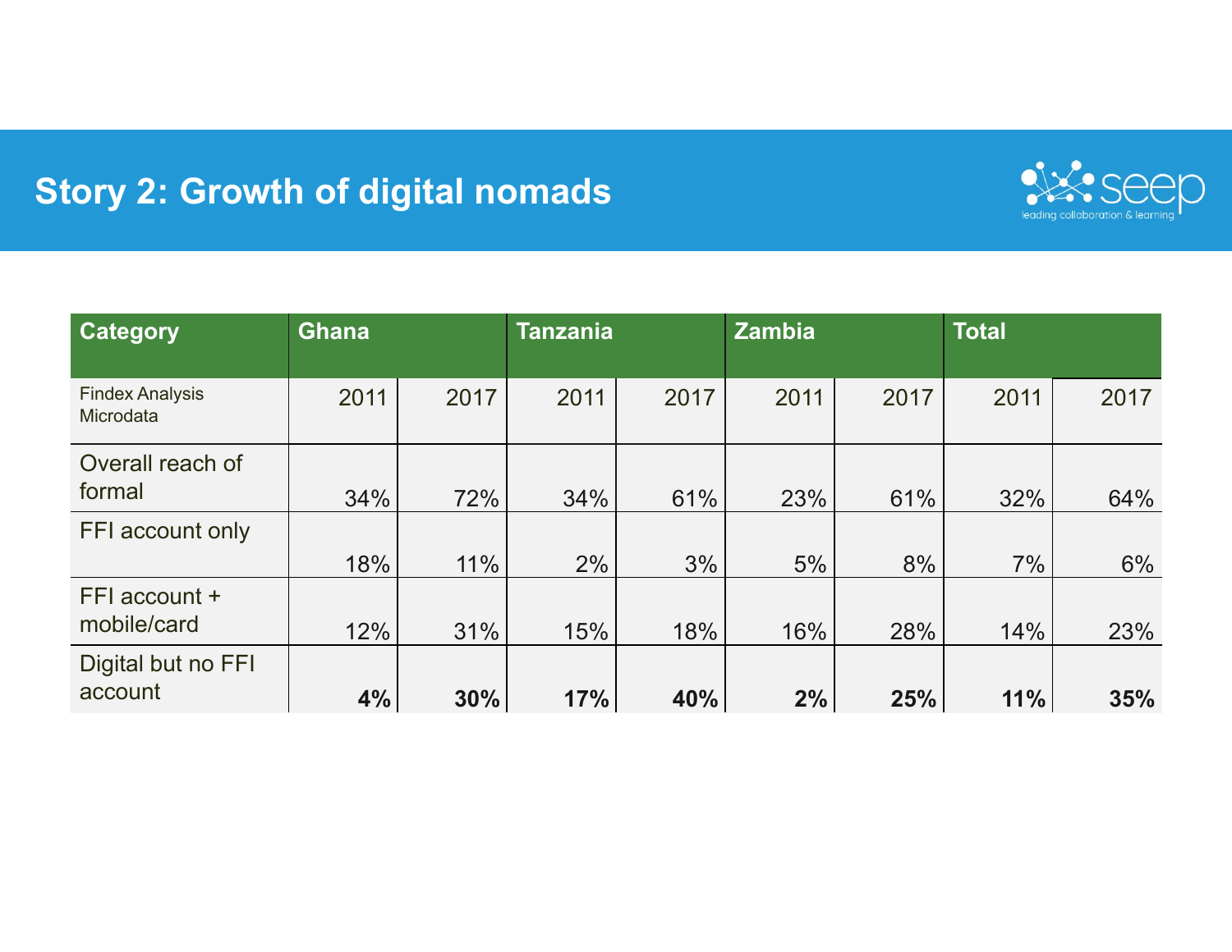## Story 2: Growth of digital nomads

| Category | Ghana | | Tanzania | | Zambia | | Total | |
|---|---|---|---|---|---|---|---|---|
| Findex Analysis Microdata | 2011 | 2017 | 2011 | 2017 | 2011 | 2017 | 2011 | 2017 |
| Overall reach of formal | 34% | 72% | 34% | 61% | 23% | 61% | 32% | 64% |
| FFI account only | 18% | 11% | 2% | 3% | 5% | 8% | 7% | 6% |
| FFI account + mobile/card | 12% | 31% | 15% | 18% | 16% | 28% | 14% | 23% |
| Digital but no FFI account | **4%** | **30%** | **17%** | **40%** | **2%** | **25%** | **11%** | **35%** |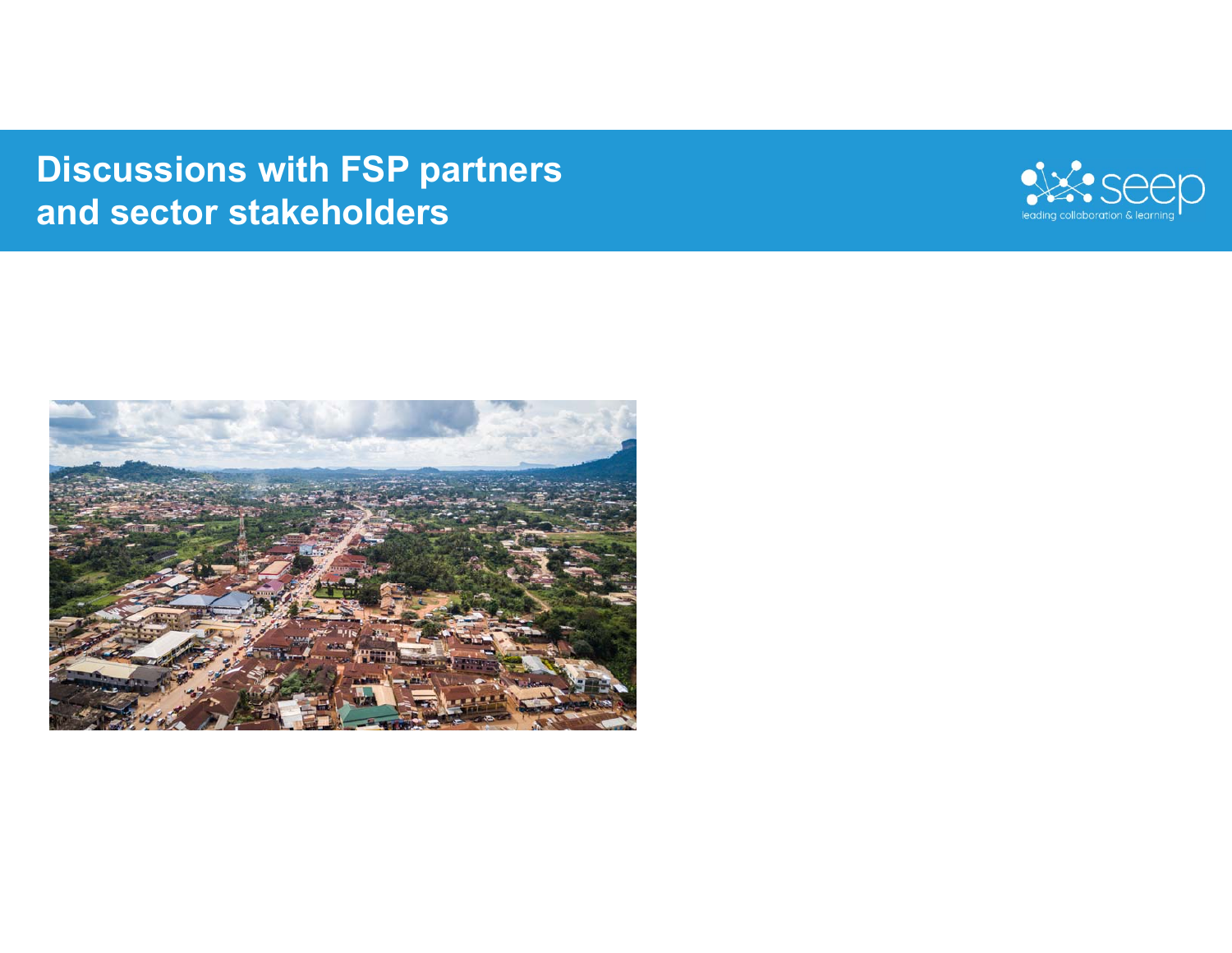# Discussions with FSP partners and sector stakeholders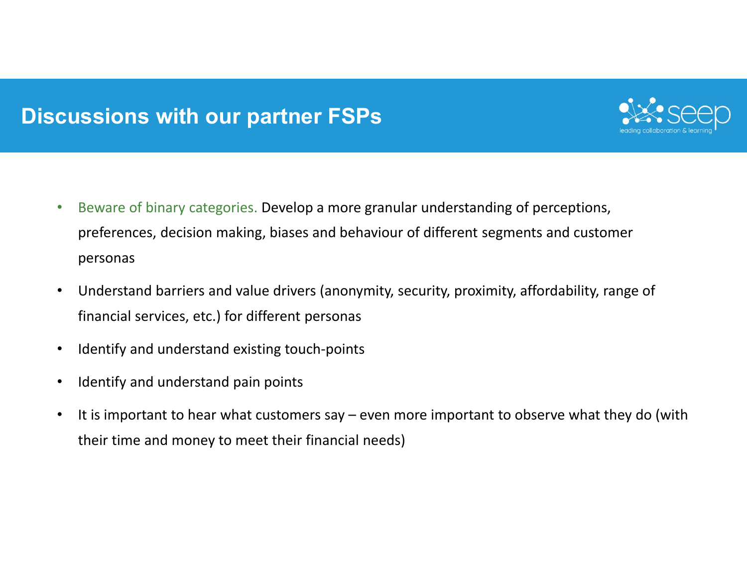# Discussions with our partner FSPs

- Beware of binary categories. Develop a more granular understanding of perceptions, preferences, decision making, biases and behaviour of different segments and customer personas
- Understand barriers and value drivers (anonymity, security, proximity, affordability, range of financial services, etc.) for different personas
- Identify and understand existing touch-points
- Identify and understand pain points
- It is important to hear what customers say – even more important to observe what they do (with their time and money to meet their financial needs)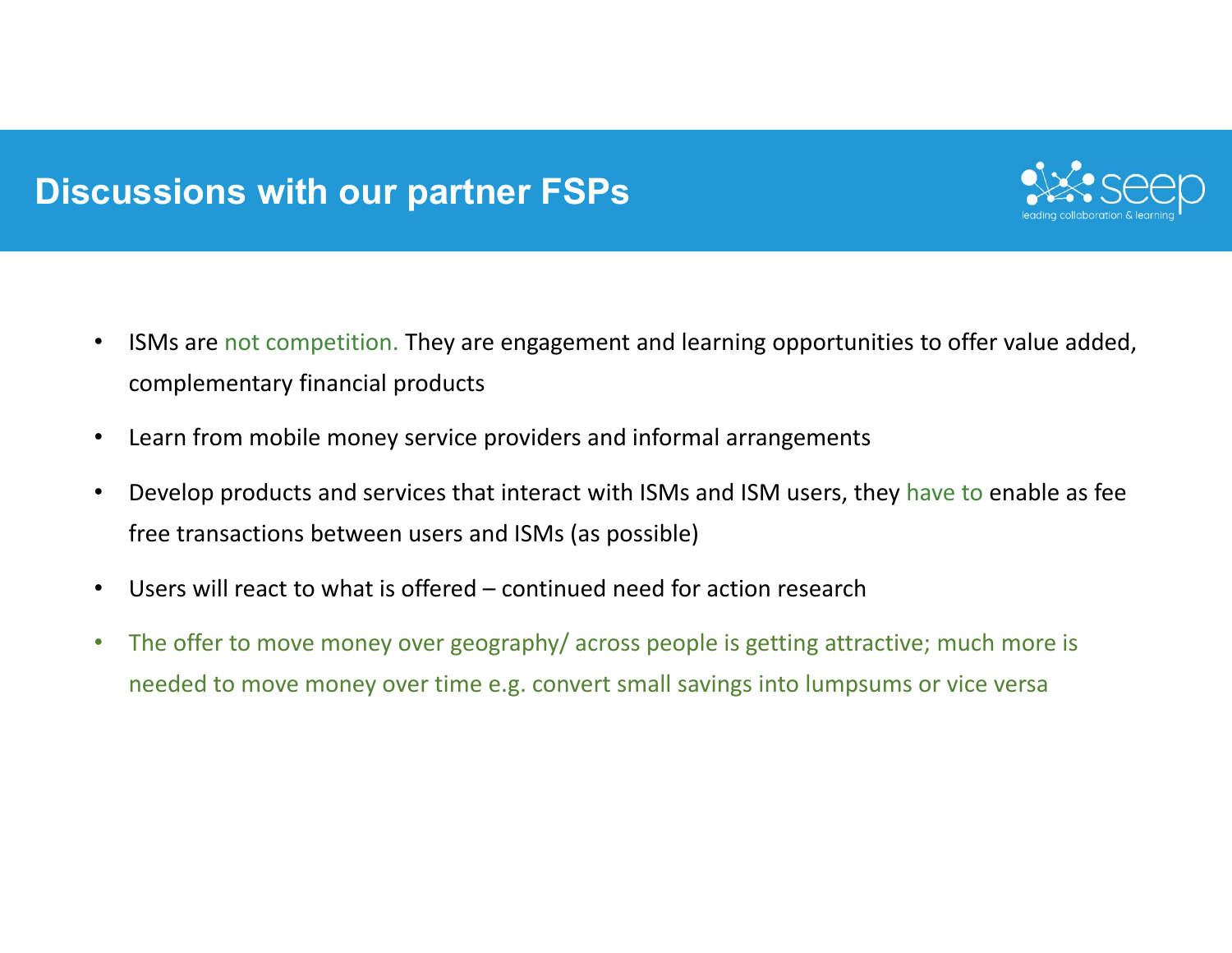# Discussions with our partner FSPs

- ISMs are not competition. They are engagement and learning opportunities to offer value added, complementary financial products
- Learn from mobile money service providers and informal arrangements
- Develop products and services that interact with ISMs and ISM users, they have to enable as fee free transactions between users and ISMs (as possible)
- Users will react to what is offered – continued need for action research
- The offer to move money over geography/ across people is getting attractive; much more is needed to move money over time e.g. convert small savings into lumpsums or vice versa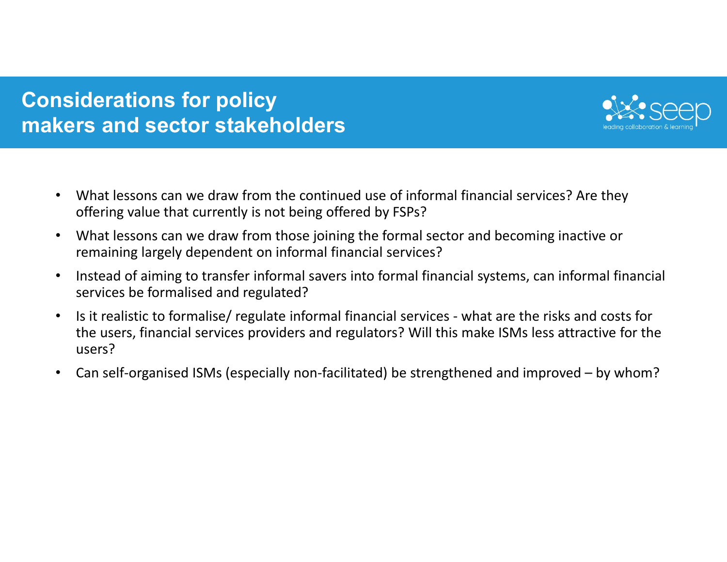# Considerations for policy makers and sector stakeholders

- What lessons can we draw from the continued use of informal financial services? Are they offering value that currently is not being offered by FSPs?
- What lessons can we draw from those joining the formal sector and becoming inactive or remaining largely dependent on informal financial services?
- Instead of aiming to transfer informal savers into formal financial systems, can informal financial services be formalised and regulated?
- Is it realistic to formalise/ regulate informal financial services - what are the risks and costs for the users, financial services providers and regulators? Will this make ISMs less attractive for the users?
- Can self-organised ISMs (especially non-facilitated) be strengthened and improved – by whom?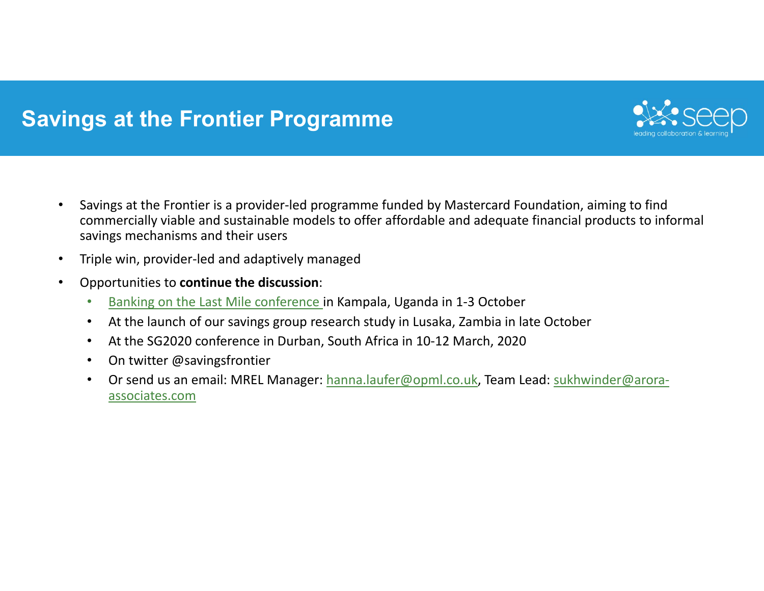# Savings at the Frontier Programme

- Savings at the Frontier is a provider-led programme funded by Mastercard Foundation, aiming to find commercially viable and sustainable models to offer affordable and adequate financial products to informal savings mechanisms and their users
- Triple win, provider-led and adaptively managed
- Opportunities to **continue the discussion**:
  - Banking on the Last Mile conference in Kampala, Uganda in 1-3 October
  - At the launch of our savings group research study in Lusaka, Zambia in late October
  - At the SG2020 conference in Durban, South Africa in 10-12 March, 2020
  - On twitter @savingsfrontier
  - Or send us an email: MREL Manager: hanna.laufer@opml.co.uk, Team Lead: sukhwinder@arora-associates.com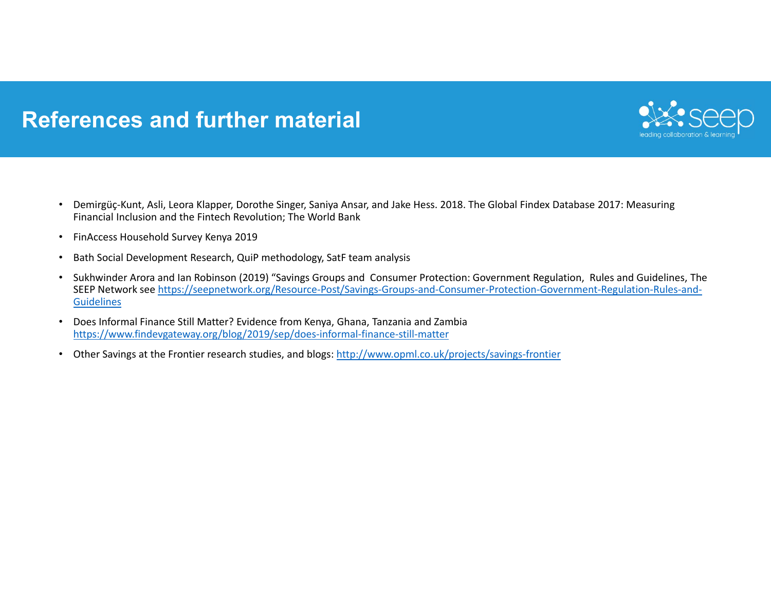# References and further material

- Demirgüç-Kunt, Asli, Leora Klapper, Dorothe Singer, Saniya Ansar, and Jake Hess. 2018. The Global Findex Database 2017: Measuring Financial Inclusion and the Fintech Revolution; The World Bank
- FinAccess Household Survey Kenya 2019
- Bath Social Development Research, QuiP methodology, SatF team analysis
- Sukhwinder Arora and Ian Robinson (2019) "Savings Groups and Consumer Protection: Government Regulation, Rules and Guidelines, The SEEP Network see https://seepnetwork.org/Resource-Post/Savings-Groups-and-Consumer-Protection-Government-Regulation-Rules-and-Guidelines
- Does Informal Finance Still Matter? Evidence from Kenya, Ghana, Tanzania and Zambia https://www.findevgateway.org/blog/2019/sep/does-informal-finance-still-matter
- Other Savings at the Frontier research studies, and blogs: http://www.opml.co.uk/projects/savings-frontier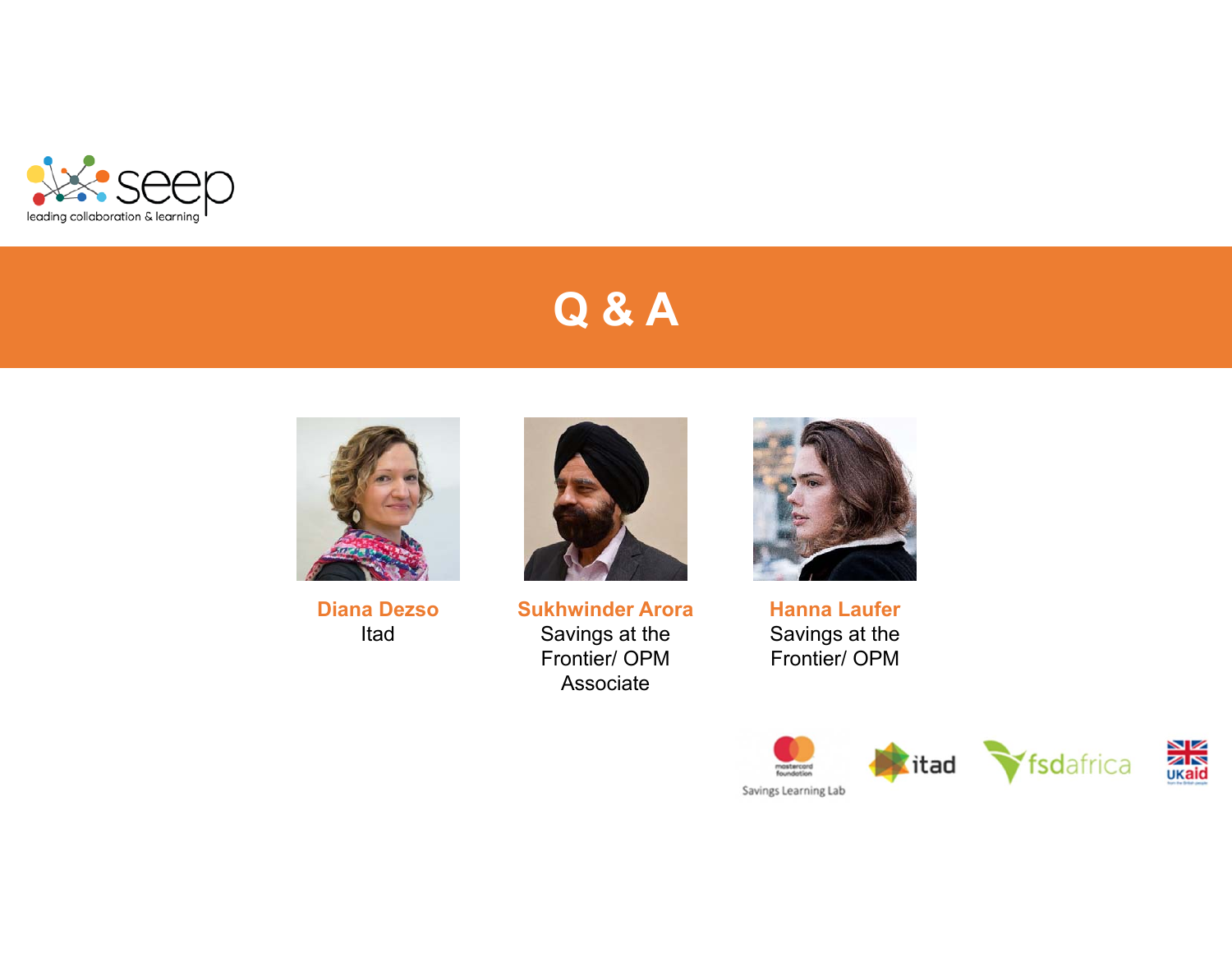seep
leading collaboration & learning

# Q & A

**Diana Dezso**
Itad

**Sukhwinder Arora**
Savings at the Frontier/ OPM Associate

**Hanna Laufer**
Savings at the Frontier/ OPM

mastercard foundation Savings Learning Lab · itad · fsdafrica · UKaid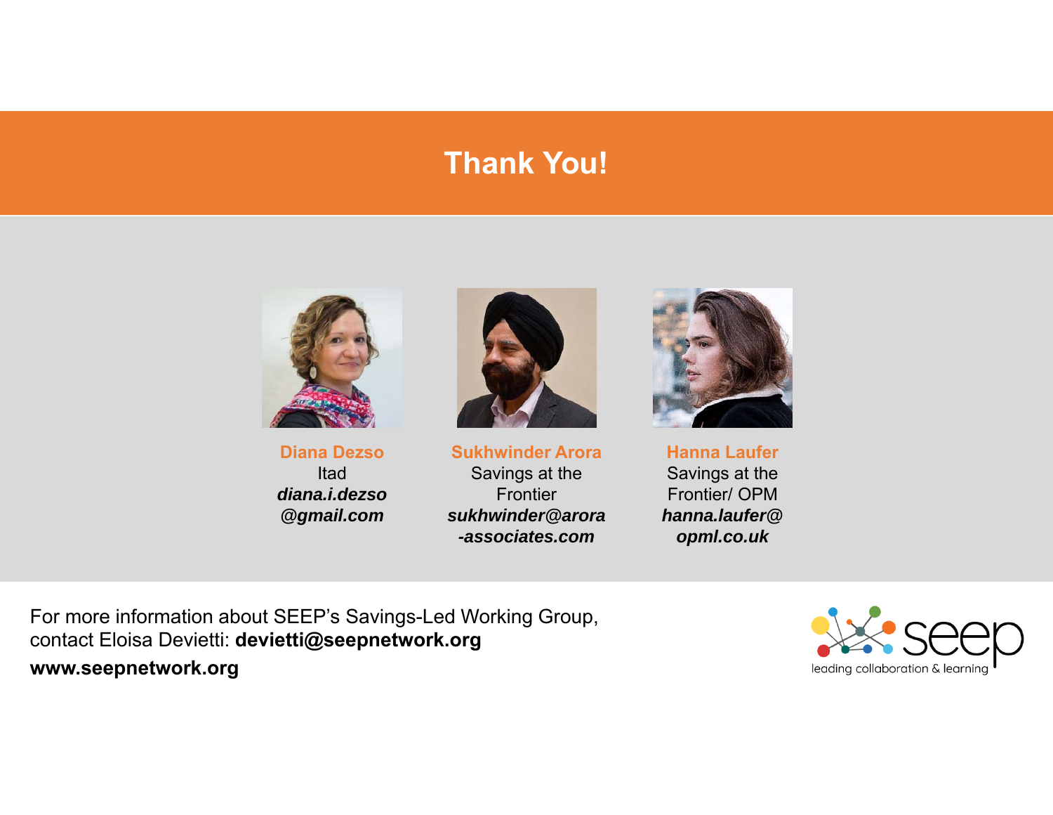# Thank You!

**Diana Dezso**
Itad
***diana.i.dezso@gmail.com***

**Sukhwinder Arora**
Savings at the Frontier
***sukhwinder@arora-associates.com***

**Hanna Laufer**
Savings at the Frontier/ OPM
***hanna.laufer@opml.co.uk***

For more information about SEEP's Savings-Led Working Group, contact Eloisa Devietti: **devietti@seepnetwork.org**

**www.seepnetwork.org**

seep
leading collaboration & learning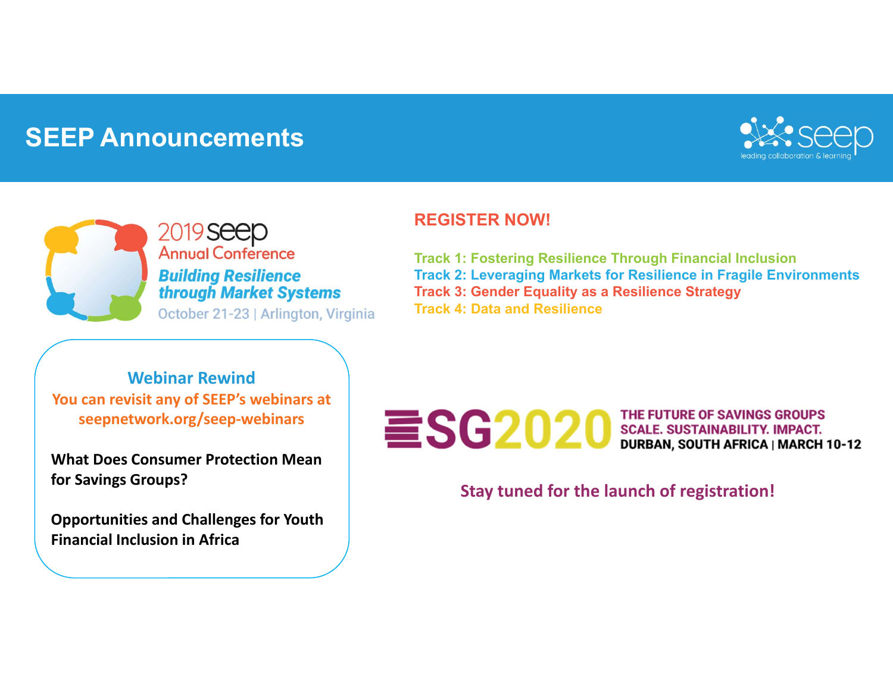# SEEP Announcements

seep
leading collaboration & learning

2019 seep
Annual Conference
***Building Resilience through Market Systems***
October 21-23 | Arlington, Virginia

**REGISTER NOW!**

**Track 1: Fostering Resilience Through Financial Inclusion**
**Track 2: Leveraging Markets for Resilience in Fragile Environments**
**Track 3: Gender Equality as a Resilience Strategy**
**Track 4: Data and Resilience**

## Webinar Rewind

**You can revisit any of SEEP's webinars at seepnetwork.org/seep-webinars**

**What Does Consumer Protection Mean for Savings Groups?**

**Opportunities and Challenges for Youth Financial Inclusion in Africa**

SG2020
**THE FUTURE OF SAVINGS GROUPS**
**SCALE. SUSTAINABILITY. IMPACT.**
**DURBAN, SOUTH AFRICA | MARCH 10-12**

**Stay tuned for the launch of registration!**